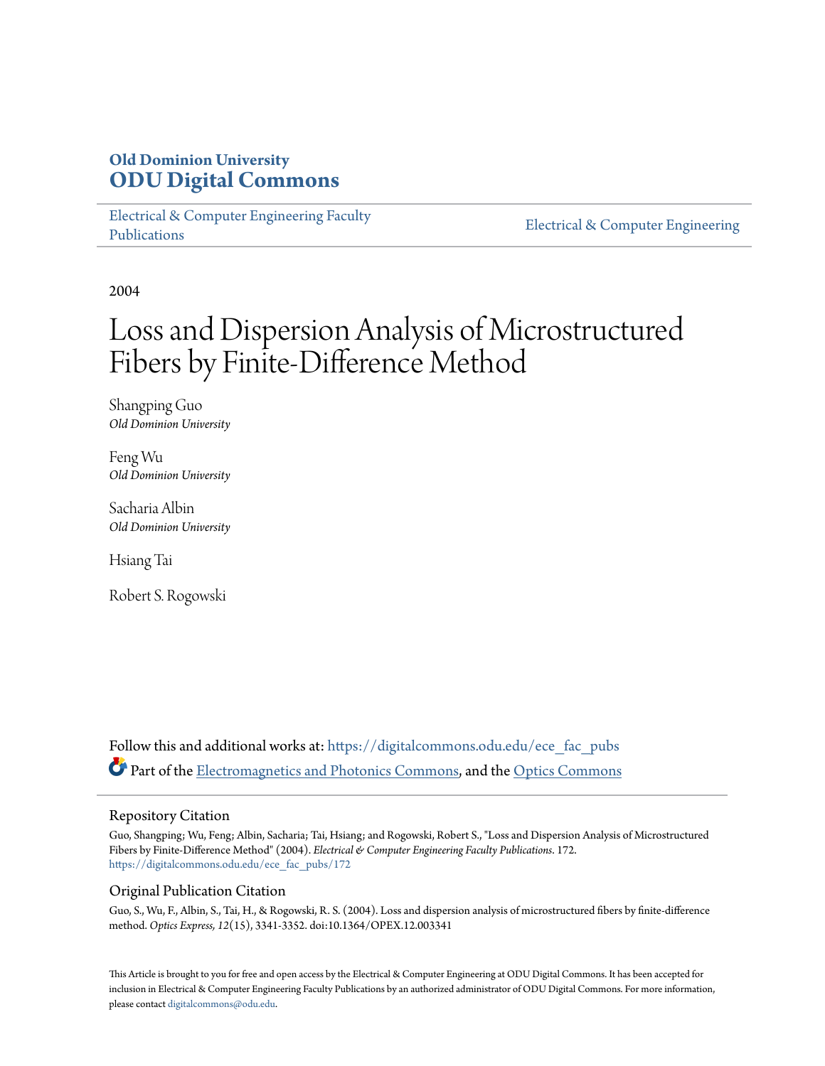**Old Dominion University**
**ODU Digital Commons**

Electrical & Computer Engineering Faculty Publications | Electrical & Computer Engineering

2004

# Loss and Dispersion Analysis of Microstructured Fibers by Finite-Difference Method

Shangping Guo
*Old Dominion University*

Feng Wu
*Old Dominion University*

Sacharia Albin
*Old Dominion University*

Hsiang Tai

Robert S. Rogowski

Follow this and additional works at: https://digitalcommons.odu.edu/ece_fac_pubs

Part of the Electromagnetics and Photonics Commons, and the Optics Commons

## Repository Citation

Guo, Shangping; Wu, Feng; Albin, Sacharia; Tai, Hsiang; and Rogowski, Robert S., "Loss and Dispersion Analysis of Microstructured Fibers by Finite-Difference Method" (2004). *Electrical & Computer Engineering Faculty Publications*. 172.
https://digitalcommons.odu.edu/ece_fac_pubs/172

## Original Publication Citation

Guo, S., Wu, F., Albin, S., Tai, H., & Rogowski, R. S. (2004). Loss and dispersion analysis of microstructured fibers by finite-difference method. *Optics Express, 12*(15), 3341-3352. doi:10.1364/OPEX.12.003341

This Article is brought to you for free and open access by the Electrical & Computer Engineering at ODU Digital Commons. It has been accepted for inclusion in Electrical & Computer Engineering Faculty Publications by an authorized administrator of ODU Digital Commons. For more information, please contact digitalcommons@odu.edu.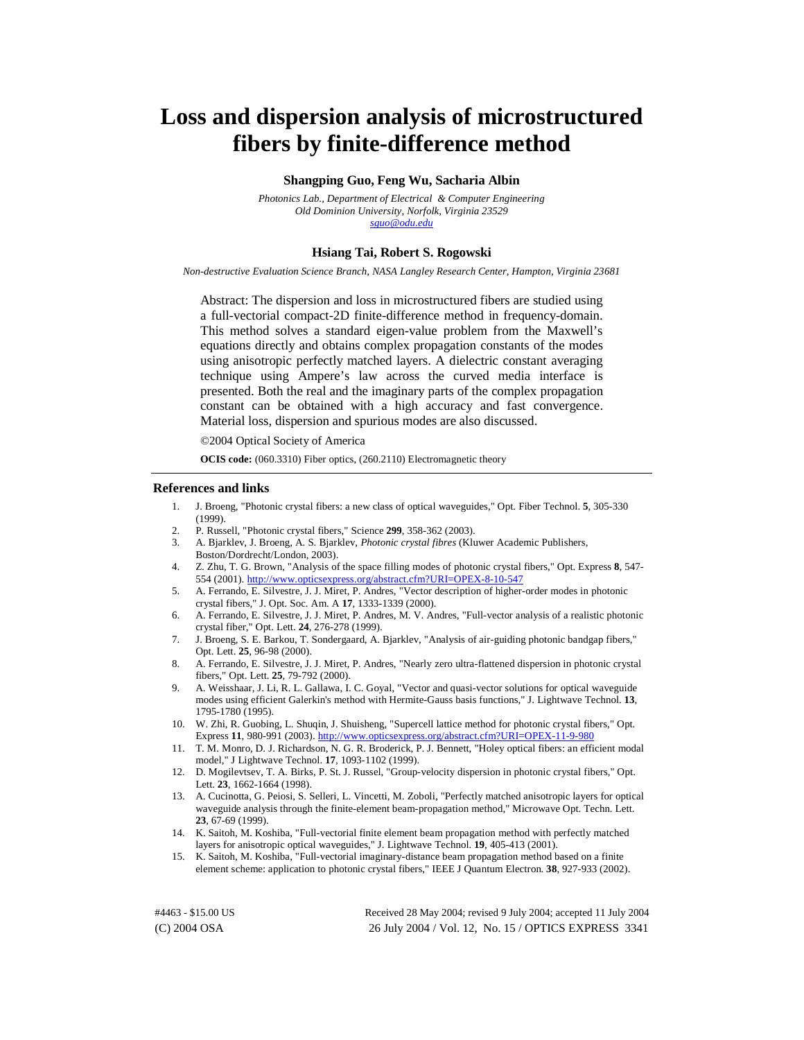# Loss and dispersion analysis of microstructured fibers by finite-difference method

**Shangping Guo, Feng Wu, Sacharia Albin**

*Photonics Lab., Department of Electrical & Computer Engineering*
*Old Dominion University, Norfolk, Virginia 23529*
*sguo@odu.edu*

**Hsiang Tai, Robert S. Rogowski**

*Non-destructive Evaluation Science Branch, NASA Langley Research Center, Hampton, Virginia 23681*

Abstract: The dispersion and loss in microstructured fibers are studied using a full-vectorial compact-2D finite-difference method in frequency-domain. This method solves a standard eigen-value problem from the Maxwell's equations directly and obtains complex propagation constants of the modes using anisotropic perfectly matched layers. A dielectric constant averaging technique using Ampere's law across the curved media interface is presented. Both the real and the imaginary parts of the complex propagation constant can be obtained with a high accuracy and fast convergence. Material loss, dispersion and spurious modes are also discussed.

©2004 Optical Society of America

**OCIS code:** (060.3310) Fiber optics, (260.2110) Electromagnetic theory

## References and links

1. J. Broeng, "Photonic crystal fibers: a new class of optical waveguides," Opt. Fiber Technol. **5**, 305-330 (1999).
2. P. Russell, "Photonic crystal fibers," Science **299**, 358-362 (2003).
3. A. Bjarklev, J. Broeng, A. S. Bjarklev, *Photonic crystal fibres* (Kluwer Academic Publishers, Boston/Dordrecht/London, 2003).
4. Z. Zhu, T. G. Brown, "Analysis of the space filling modes of photonic crystal fibers," Opt. Express **8**, 547-554 (2001). http://www.opticsexpress.org/abstract.cfm?URI=OPEX-8-10-547
5. A. Ferrando, E. Silvestre, J. J. Miret, P. Andres, "Vector description of higher-order modes in photonic crystal fibers," J. Opt. Soc. Am. A **17**, 1333-1339 (2000).
6. A. Ferrando, E. Silvestre, J. J. Miret, P. Andres, M. V. Andres, "Full-vector analysis of a realistic photonic crystal fiber," Opt. Lett. **24**, 276-278 (1999).
7. J. Broeng, S. E. Barkou, T. Sondergaard, A. Bjarklev, "Analysis of air-guiding photonic bandgap fibers," Opt. Lett. **25**, 96-98 (2000).
8. A. Ferrando, E. Silvestre, J. J. Miret, P. Andres, "Nearly zero ultra-flattened dispersion in photonic crystal fibers," Opt. Lett. **25**, 79-792 (2000).
9. A. Weisshaar, J. Li, R. L. Gallawa, I. C. Goyal, "Vector and quasi-vector solutions for optical waveguide modes using efficient Galerkin's method with Hermite-Gauss basis functions," J. Lightwave Technol. **13**, 1795-1780 (1995).
10. W. Zhi, R. Guobing, L. Shuqin, J. Shuisheng, "Supercell lattice method for photonic crystal fibers," Opt. Express **11**, 980-991 (2003). http://www.opticsexpress.org/abstract.cfm?URI=OPEX-11-9-980
11. T. M. Monro, D. J. Richardson, N. G. R. Broderick, P. J. Bennett, "Holey optical fibers: an efficient modal model," J Lightwave Technol. **17**, 1093-1102 (1999).
12. D. Mogilevtsev, T. A. Birks, P. St. J. Russel, "Group-velocity dispersion in photonic crystal fibers," Opt. Lett. **23**, 1662-1664 (1998).
13. A. Cucinotta, G. Peiosi, S. Selleri, L. Vincetti, M. Zoboli, "Perfectly matched anisotropic layers for optical waveguide analysis through the finite-element beam-propagation method," Microwave Opt. Techn. Lett. **23**, 67-69 (1999).
14. K. Saitoh, M. Koshiba, "Full-vectorial finite element beam propagation method with perfectly matched layers for anisotropic optical waveguides," J. Lightwave Technol. **19**, 405-413 (2001).
15. K. Saitoh, M. Koshiba, "Full-vectorial imaginary-distance beam propagation method based on a finite element scheme: application to photonic crystal fibers," IEEE J Quantum Electron. **38**, 927-933 (2002).

#4463 - $15.00 US
(C) 2004 OSA

Received 28 May 2004; revised 9 July 2004; accepted 11 July 2004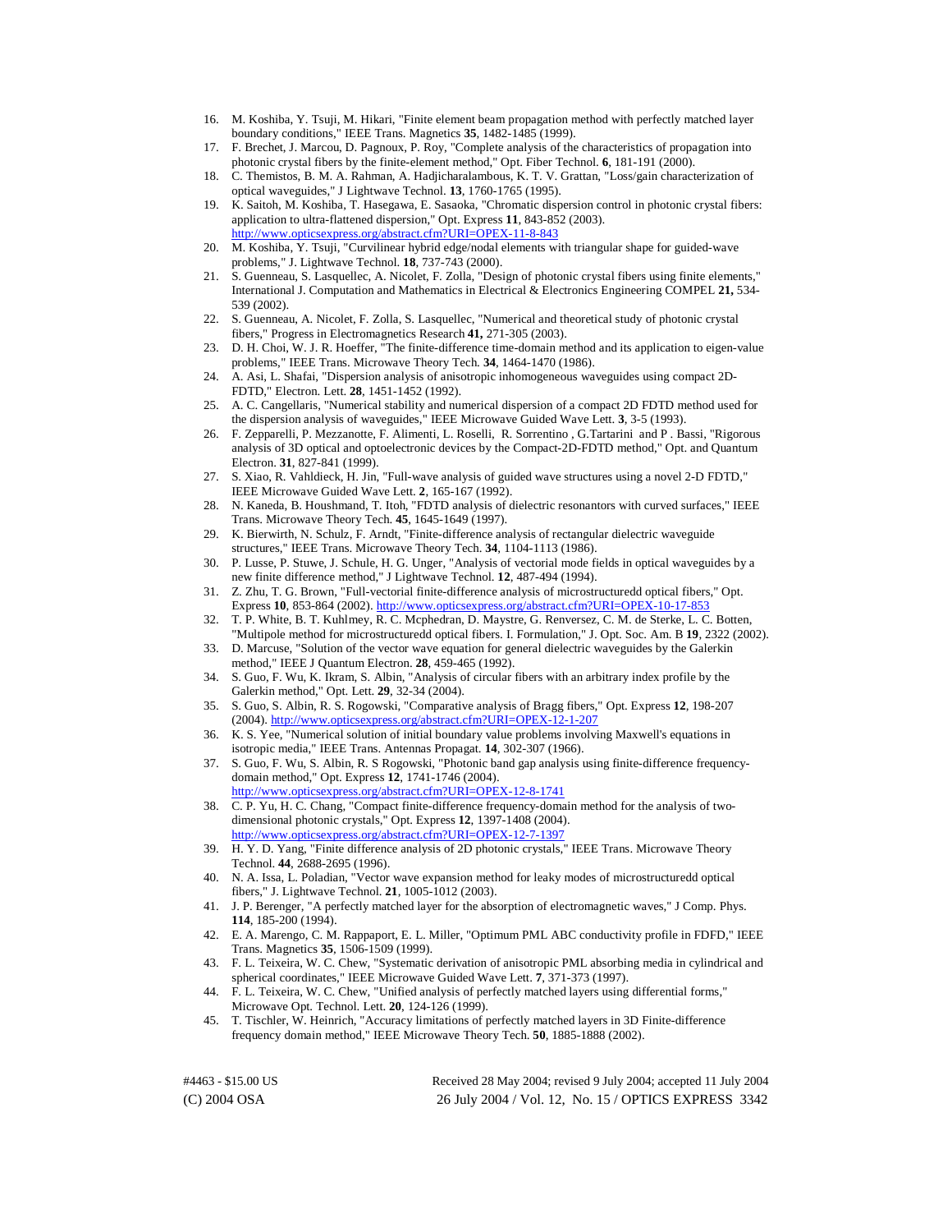16. M. Koshiba, Y. Tsuji, M. Hikari, "Finite element beam propagation method with perfectly matched layer boundary conditions," IEEE Trans. Magnetics **35**, 1482-1485 (1999).
17. F. Brechet, J. Marcou, D. Pagnoux, P. Roy, "Complete analysis of the characteristics of propagation into photonic crystal fibers by the finite-element method," Opt. Fiber Technol. **6**, 181-191 (2000).
18. C. Themistos, B. M. A. Rahman, A. Hadjicharalambous, K. T. V. Grattan, "Loss/gain characterization of optical waveguides," J Lightwave Technol. **13**, 1760-1765 (1995).
19. K. Saitoh, M. Koshiba, T. Hasegawa, E. Sasaoka, "Chromatic dispersion control in photonic crystal fibers: application to ultra-flattened dispersion," Opt. Express **11**, 843-852 (2003). http://www.opticsexpress.org/abstract.cfm?URI=OPEX-11-8-843
20. M. Koshiba, Y. Tsuji, "Curvilinear hybrid edge/nodal elements with triangular shape for guided-wave problems," J. Lightwave Technol. **18**, 737-743 (2000).
21. S. Guenneau, S. Lasquellec, A. Nicolet, F. Zolla, "Design of photonic crystal fibers using finite elements," International J. Computation and Mathematics in Electrical & Electronics Engineering COMPEL **21,** 534-539 (2002).
22. S. Guenneau, A. Nicolet, F. Zolla, S. Lasquellec, "Numerical and theoretical study of photonic crystal fibers," Progress in Electromagnetics Research **41,** 271-305 (2003).
23. D. H. Choi, W. J. R. Hoeffer, "The finite-difference time-domain method and its application to eigen-value problems," IEEE Trans. Microwave Theory Tech. **34**, 1464-1470 (1986).
24. A. Asi, L. Shafai, "Dispersion analysis of anisotropic inhomogeneous waveguides using compact 2D-FDTD," Electron. Lett. **28**, 1451-1452 (1992).
25. A. C. Cangellaris, "Numerical stability and numerical dispersion of a compact 2D FDTD method used for the dispersion analysis of waveguides," IEEE Microwave Guided Wave Lett. **3**, 3-5 (1993).
26. F. Zepparelli, P. Mezzanotte, F. Alimenti, L. Roselli, R. Sorrentino , G.Tartarini and P . Bassi, "Rigorous analysis of 3D optical and optoelectronic devices by the Compact-2D-FDTD method," Opt. and Quantum Electron. **31**, 827-841 (1999).
27. S. Xiao, R. Vahldieck, H. Jin, "Full-wave analysis of guided wave structures using a novel 2-D FDTD," IEEE Microwave Guided Wave Lett. **2**, 165-167 (1992).
28. N. Kaneda, B. Houshmand, T. Itoh, "FDTD analysis of dielectric resonantors with curved surfaces," IEEE Trans. Microwave Theory Tech. **45**, 1645-1649 (1997).
29. K. Bierwirth, N. Schulz, F. Arndt, "Finite-difference analysis of rectangular dielectric waveguide structures," IEEE Trans. Microwave Theory Tech. **34**, 1104-1113 (1986).
30. P. Lusse, P. Stuwe, J. Schule, H. G. Unger, "Analysis of vectorial mode fields in optical waveguides by a new finite difference method," J Lightwave Technol. **12**, 487-494 (1994).
31. Z. Zhu, T. G. Brown, "Full-vectorial finite-difference analysis of microstructuredd optical fibers," Opt. Express **10**, 853-864 (2002). http://www.opticsexpress.org/abstract.cfm?URI=OPEX-10-17-853
32. T. P. White, B. T. Kuhlmey, R. C. Mcphedran, D. Maystre, G. Renversez, C. M. de Sterke, L. C. Botten, "Multipole method for microstructuredd optical fibers. I. Formulation," J. Opt. Soc. Am. B **19**, 2322 (2002).
33. D. Marcuse, "Solution of the vector wave equation for general dielectric waveguides by the Galerkin method," IEEE J Quantum Electron. **28**, 459-465 (1992).
34. S. Guo, F. Wu, K. Ikram, S. Albin, "Analysis of circular fibers with an arbitrary index profile by the Galerkin method," Opt. Lett. **29**, 32-34 (2004).
35. S. Guo, S. Albin, R. S. Rogowski, "Comparative analysis of Bragg fibers," Opt. Express **12**, 198-207 (2004). http://www.opticsexpress.org/abstract.cfm?URI=OPEX-12-1-207
36. K. S. Yee, "Numerical solution of initial boundary value problems involving Maxwell's equations in isotropic media," IEEE Trans. Antennas Propagat. **14**, 302-307 (1966).
37. S. Guo, F. Wu, S. Albin, R. S Rogowski, "Photonic band gap analysis using finite-difference frequency-domain method," Opt. Express **12**, 1741-1746 (2004). http://www.opticsexpress.org/abstract.cfm?URI=OPEX-12-8-1741
38. C. P. Yu, H. C. Chang, "Compact finite-difference frequency-domain method for the analysis of two-dimensional photonic crystals," Opt. Express **12**, 1397-1408 (2004). http://www.opticsexpress.org/abstract.cfm?URI=OPEX-12-7-1397
39. H. Y. D. Yang, "Finite difference analysis of 2D photonic crystals," IEEE Trans. Microwave Theory Technol. **44**, 2688-2695 (1996).
40. N. A. Issa, L. Poladian, "Vector wave expansion method for leaky modes of microstructuredd optical fibers," J. Lightwave Technol. **21**, 1005-1012 (2003).
41. J. P. Berenger, "A perfectly matched layer for the absorption of electromagnetic waves," J Comp. Phys. **114**, 185-200 (1994).
42. E. A. Marengo, C. M. Rappaport, E. L. Miller, "Optimum PML ABC conductivity profile in FDFD," IEEE Trans. Magnetics **35**, 1506-1509 (1999).
43. F. L. Teixeira, W. C. Chew, "Systematic derivation of anisotropic PML absorbing media in cylindrical and spherical coordinates," IEEE Microwave Guided Wave Lett. **7**, 371-373 (1997).
44. F. L. Teixeira, W. C. Chew, "Unified analysis of perfectly matched layers using differential forms," Microwave Opt. Technol. Lett. **20**, 124-126 (1999).
45. T. Tischler, W. Heinrich, "Accuracy limitations of perfectly matched layers in 3D Finite-difference frequency domain method," IEEE Microwave Theory Tech. **50**, 1885-1888 (2002).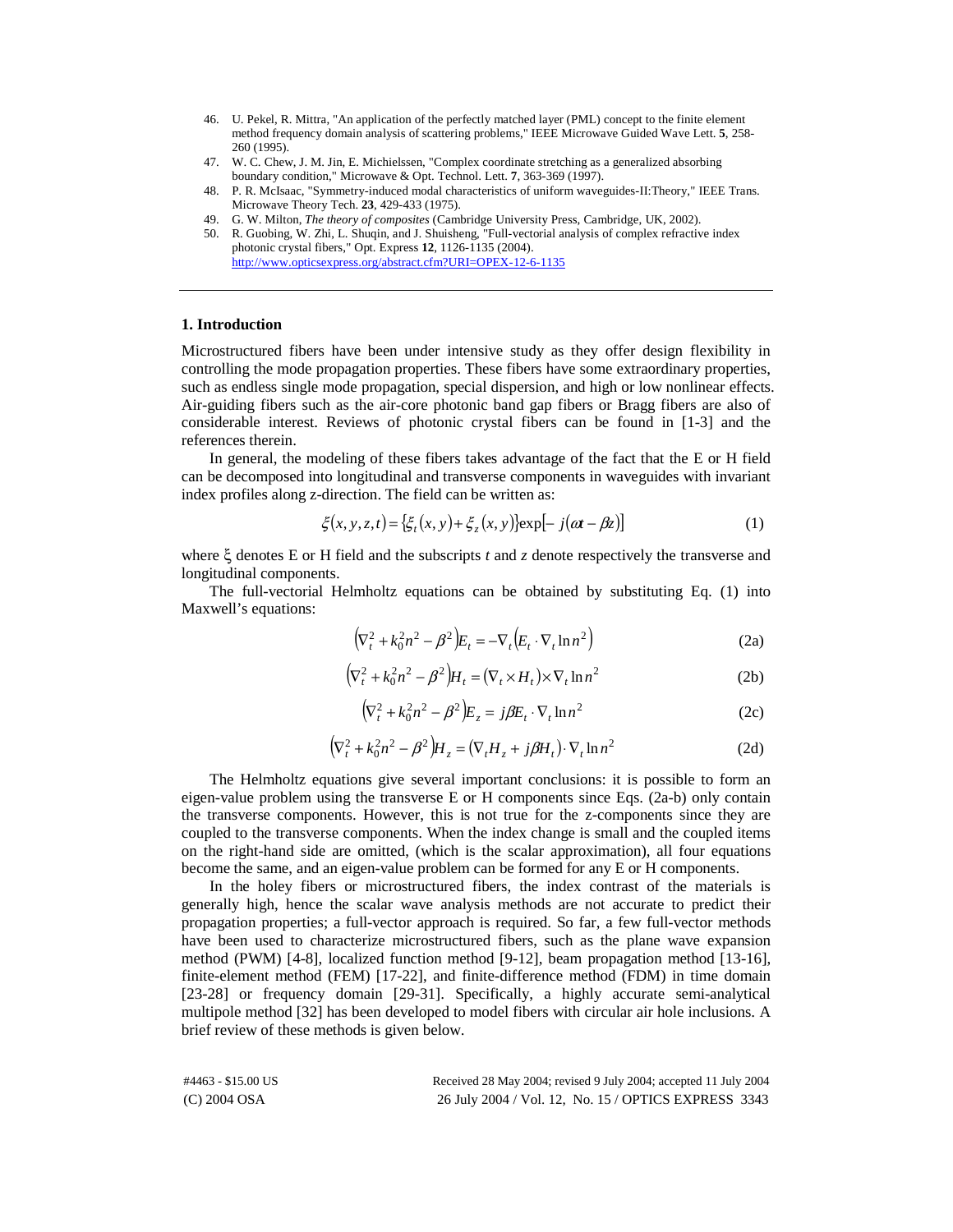46. U. Pekel, R. Mittra, "An application of the perfectly matched layer (PML) concept to the finite element method frequency domain analysis of scattering problems," IEEE Microwave Guided Wave Lett. **5**, 258-260 (1995).
47. W. C. Chew, J. M. Jin, E. Michielssen, "Complex coordinate stretching as a generalized absorbing boundary condition," Microwave & Opt. Technol. Lett. **7**, 363-369 (1997).
48. P. R. McIsaac, "Symmetry-induced modal characteristics of uniform waveguides-II:Theory," IEEE Trans. Microwave Theory Tech. **23**, 429-433 (1975).
49. G. W. Milton, *The theory of composites* (Cambridge University Press, Cambridge, UK, 2002).
50. R. Guobing, W. Zhi, L. Shuqin, and J. Shuisheng, "Full-vectorial analysis of complex refractive index photonic crystal fibers," Opt. Express **12**, 1126-1135 (2004). http://www.opticsexpress.org/abstract.cfm?URI=OPEX-12-6-1135

---

## 1. Introduction

Microstructured fibers have been under intensive study as they offer design flexibility in controlling the mode propagation properties. These fibers have some extraordinary properties, such as endless single mode propagation, special dispersion, and high or low nonlinear effects. Air-guiding fibers such as the air-core photonic band gap fibers or Bragg fibers are also of considerable interest. Reviews of photonic crystal fibers can be found in [1-3] and the references therein.

In general, the modeling of these fibers takes advantage of the fact that the E or H field can be decomposed into longitudinal and transverse components in waveguides with invariant index profiles along z-direction. The field can be written as:

$$\xi(x,y,z,t) = \{\xi_t(x,y) + \xi_z(x,y)\}\exp[-j(\omega t - \beta z)] \tag{1}$$

where $\xi$ denotes E or H field and the subscripts $t$ and $z$ denote respectively the transverse and longitudinal components.

The full-vectorial Helmholtz equations can be obtained by substituting Eq. (1) into Maxwell's equations:

$$\left(\nabla_t^2 + k_0^2 n^2 - \beta^2\right)E_t = -\nabla_t\left(E_t \cdot \nabla_t \ln n^2\right) \tag{2a}$$

$$\left(\nabla_t^2 + k_0^2 n^2 - \beta^2\right)H_t = \left(\nabla_t \times H_t\right) \times \nabla_t \ln n^2 \tag{2b}$$

$$\left(\nabla_t^2 + k_0^2 n^2 - \beta^2\right)E_z = j\beta E_t \cdot \nabla_t \ln n^2 \tag{2c}$$

$$\left(\nabla_t^2 + k_0^2 n^2 - \beta^2\right)H_z = \left(\nabla_t H_z + j\beta H_t\right) \cdot \nabla_t \ln n^2 \tag{2d}$$

The Helmholtz equations give several important conclusions: it is possible to form an eigen-value problem using the transverse E or H components since Eqs. (2a-b) only contain the transverse components. However, this is not true for the z-components since they are coupled to the transverse components. When the index change is small and the coupled items on the right-hand side are omitted, (which is the scalar approximation), all four equations become the same, and an eigen-value problem can be formed for any E or H components.

In the holey fibers or microstructured fibers, the index contrast of the materials is generally high, hence the scalar wave analysis methods are not accurate to predict their propagation properties; a full-vector approach is required. So far, a few full-vector methods have been used to characterize microstructured fibers, such as the plane wave expansion method (PWM) [4-8], localized function method [9-12], beam propagation method [13-16], finite-element method (FEM) [17-22], and finite-difference method (FDM) in time domain [23-28] or frequency domain [29-31]. Specifically, a highly accurate semi-analytical multipole method [32] has been developed to model fibers with circular air hole inclusions. A brief review of these methods is given below.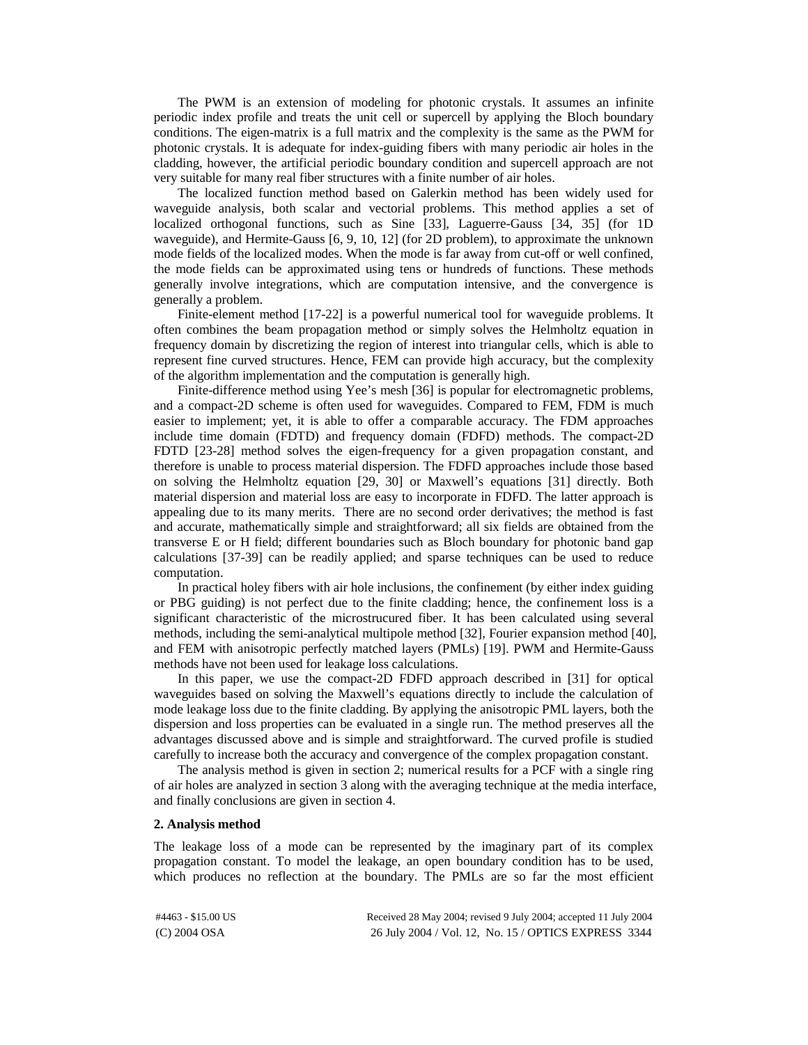The PWM is an extension of modeling for photonic crystals. It assumes an infinite periodic index profile and treats the unit cell or supercell by applying the Bloch boundary conditions. The eigen-matrix is a full matrix and the complexity is the same as the PWM for photonic crystals. It is adequate for index-guiding fibers with many periodic air holes in the cladding, however, the artificial periodic boundary condition and supercell approach are not very suitable for many real fiber structures with a finite number of air holes.

The localized function method based on Galerkin method has been widely used for waveguide analysis, both scalar and vectorial problems. This method applies a set of localized orthogonal functions, such as Sine [33], Laguerre-Gauss [34, 35] (for 1D waveguide), and Hermite-Gauss [6, 9, 10, 12] (for 2D problem), to approximate the unknown mode fields of the localized modes. When the mode is far away from cut-off or well confined, the mode fields can be approximated using tens or hundreds of functions. These methods generally involve integrations, which are computation intensive, and the convergence is generally a problem.

Finite-element method [17-22] is a powerful numerical tool for waveguide problems. It often combines the beam propagation method or simply solves the Helmholtz equation in frequency domain by discretizing the region of interest into triangular cells, which is able to represent fine curved structures. Hence, FEM can provide high accuracy, but the complexity of the algorithm implementation and the computation is generally high.

Finite-difference method using Yee's mesh [36] is popular for electromagnetic problems, and a compact-2D scheme is often used for waveguides. Compared to FEM, FDM is much easier to implement; yet, it is able to offer a comparable accuracy. The FDM approaches include time domain (FDTD) and frequency domain (FDFD) methods. The compact-2D FDTD [23-28] method solves the eigen-frequency for a given propagation constant, and therefore is unable to process material dispersion. The FDFD approaches include those based on solving the Helmholtz equation [29, 30] or Maxwell's equations [31] directly. Both material dispersion and material loss are easy to incorporate in FDFD. The latter approach is appealing due to its many merits. There are no second order derivatives; the method is fast and accurate, mathematically simple and straightforward; all six fields are obtained from the transverse E or H field; different boundaries such as Bloch boundary for photonic band gap calculations [37-39] can be readily applied; and sparse techniques can be used to reduce computation.

In practical holey fibers with air hole inclusions, the confinement (by either index guiding or PBG guiding) is not perfect due to the finite cladding; hence, the confinement loss is a significant characteristic of the microstrucured fiber. It has been calculated using several methods, including the semi-analytical multipole method [32], Fourier expansion method [40], and FEM with anisotropic perfectly matched layers (PMLs) [19]. PWM and Hermite-Gauss methods have not been used for leakage loss calculations.

In this paper, we use the compact-2D FDFD approach described in [31] for optical waveguides based on solving the Maxwell's equations directly to include the calculation of mode leakage loss due to the finite cladding. By applying the anisotropic PML layers, both the dispersion and loss properties can be evaluated in a single run. The method preserves all the advantages discussed above and is simple and straightforward. The curved profile is studied carefully to increase both the accuracy and convergence of the complex propagation constant.

The analysis method is given in section 2; numerical results for a PCF with a single ring of air holes are analyzed in section 3 along with the averaging technique at the media interface, and finally conclusions are given in section 4.

## 2. Analysis method

The leakage loss of a mode can be represented by the imaginary part of its complex propagation constant. To model the leakage, an open boundary condition has to be used, which produces no reflection at the boundary. The PMLs are so far the most efficient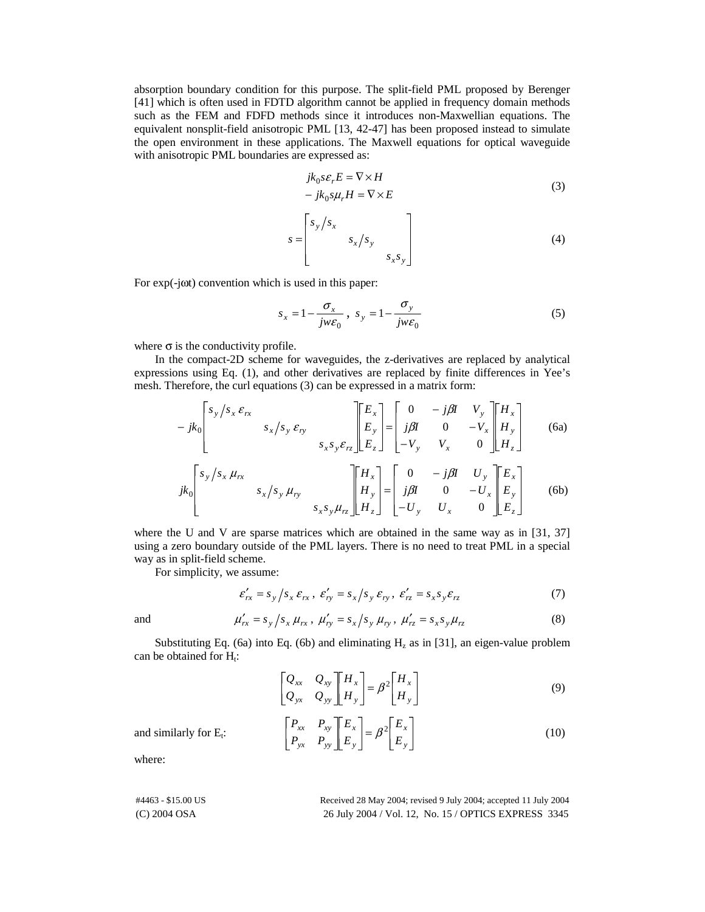absorption boundary condition for this purpose. The split-field PML proposed by Berenger [41] which is often used in FDTD algorithm cannot be applied in frequency domain methods such as the FEM and FDFD methods since it introduces non-Maxwellian equations. The equivalent nonsplit-field anisotropic PML [13, 42-47] has been proposed instead to simulate the open environment in these applications. The Maxwell equations for optical waveguide with anisotropic PML boundaries are expressed as:

$$
\begin{aligned}
jk_0 s \varepsilon_r E &= \nabla \times H \\
- jk_0 s \mu_r H &= \nabla \times E
\end{aligned}
\tag{3}
$$

$$
s = \begin{bmatrix} s_y / s_x & & \\ & s_x / s_y & \\ & & s_x s_y \end{bmatrix}
\tag{4}
$$

For exp(-jωt) convention which is used in this paper:

$$
s_x = 1 - \frac{\sigma_x}{jw\varepsilon_0}, \; s_y = 1 - \frac{\sigma_y}{jw\varepsilon_0}
\tag{5}
$$

where $\sigma$ is the conductivity profile.

In the compact-2D scheme for waveguides, the z-derivatives are replaced by analytical expressions using Eq. (1), and other derivatives are replaced by finite differences in Yee's mesh. Therefore, the curl equations (3) can be expressed in a matrix form:

$$
- jk_0 \begin{bmatrix} s_y / s_x \, \varepsilon_{rx} & & \\ & s_x / s_y \, \varepsilon_{ry} & \\ & & s_x s_y \varepsilon_{rz} \end{bmatrix} \begin{bmatrix} E_x \\ E_y \\ E_z \end{bmatrix} = \begin{bmatrix} 0 & -j\beta I & V_y \\ j\beta I & 0 & -V_x \\ -V_y & V_x & 0 \end{bmatrix} \begin{bmatrix} H_x \\ H_y \\ H_z \end{bmatrix}
\tag{6a}
$$

$$
jk_0 \begin{bmatrix} s_y / s_x \, \mu_{rx} & & \\ & s_x / s_y \, \mu_{ry} & \\ & & s_x s_y \mu_{rz} \end{bmatrix} \begin{bmatrix} H_x \\ H_y \\ H_z \end{bmatrix} = \begin{bmatrix} 0 & -j\beta I & U_y \\ j\beta I & 0 & -U_x \\ -U_y & U_x & 0 \end{bmatrix} \begin{bmatrix} E_x \\ E_y \\ E_z \end{bmatrix}
\tag{6b}
$$

where the U and V are sparse matrices which are obtained in the same way as in [31, 37] using a zero boundary outside of the PML layers. There is no need to treat PML in a special way as in split-field scheme.

For simplicity, we assume:

$$
\varepsilon'_{rx} = s_y / s_x \, \varepsilon_{rx}, \; \varepsilon'_{ry} = s_x / s_y \, \varepsilon_{ry}, \; \varepsilon'_{rz} = s_x s_y \varepsilon_{rz}
\tag{7}
$$

and

$$
\mu'_{rx} = s_y / s_x \, \mu_{rx}, \; \mu'_{ry} = s_x / s_y \, \mu_{ry}, \; \mu'_{rz} = s_x s_y \mu_{rz}
\tag{8}
$$

Substituting Eq. (6a) into Eq. (6b) and eliminating $H_z$ as in [31], an eigen-value problem can be obtained for $H_t$:

$$
\begin{bmatrix} Q_{xx} & Q_{xy} \\ Q_{yx} & Q_{yy} \end{bmatrix} \begin{bmatrix} H_x \\ H_y \end{bmatrix} = \beta^2 \begin{bmatrix} H_x \\ H_y \end{bmatrix}
\tag{9}
$$

and similarly for $E_t$:

$$
\begin{bmatrix} P_{xx} & P_{xy} \\ P_{yx} & P_{yy} \end{bmatrix} \begin{bmatrix} E_x \\ E_y \end{bmatrix} = \beta^2 \begin{bmatrix} E_x \\ E_y \end{bmatrix}
\tag{10}
$$

where: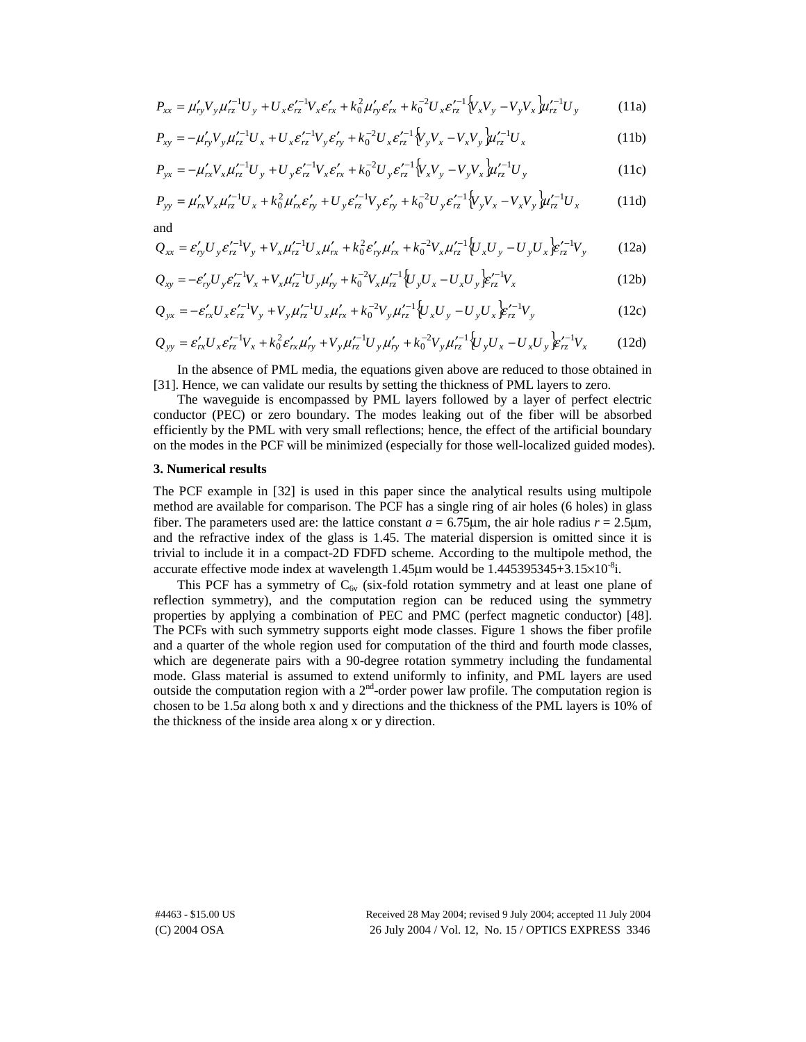$$P_{xx} = \mu'_{ry} V_y \mu'^{-1}_{rz} U_y + U_x \varepsilon'^{-1}_{rz} V_x \varepsilon'_{rx} + k_0^2 \mu'_{ry} \varepsilon'_{rx} + k_0^{-2} U_x \varepsilon'^{-1}_{rz} \{V_x V_y - V_y V_x\} \mu'^{-1}_{rz} U_y \tag{11a}$$

$$P_{xy} = -\mu'_{ry} V_y \mu'^{-1}_{rz} U_x + U_x \varepsilon'^{-1}_{rz} V_y \varepsilon'_{ry} + k_0^{-2} U_x \varepsilon'^{-1}_{rz} \{V_y V_x - V_x V_y\} \mu'^{-1}_{rz} U_x \tag{11b}$$

$$P_{yx} = -\mu'_{rx} V_x \mu'^{-1}_{rz} U_y + U_y \varepsilon'^{-1}_{rz} V_x \varepsilon'_{rx} + k_0^{-2} U_y \varepsilon'^{-1}_{rz} \{V_x V_y - V_y V_x\} \mu'^{-1}_{rz} U_y \tag{11c}$$

$$P_{yy} = \mu'_{rx} V_x \mu'^{-1}_{rz} U_x + k_0^2 \mu'_{rx} \varepsilon'_{ry} + U_y \varepsilon'^{-1}_{rz} V_y \varepsilon'_{ry} + k_0^{-2} U_y \varepsilon'^{-1}_{rz} \{V_y V_x - V_x V_y\} \mu'^{-1}_{rz} U_x \tag{11d}$$

and

$$Q_{xx} = \varepsilon'_{ry} U_y \varepsilon'^{-1}_{rz} V_y + V_x \mu'^{-1}_{rz} U_x \mu'_{rx} + k_0^2 \varepsilon'_{ry} \mu'_{rx} + k_0^{-2} V_x \mu'^{-1}_{rz} \{U_x U_y - U_y U_x\} \varepsilon'^{-1}_{rz} V_y \tag{12a}$$

$$Q_{xy} = -\varepsilon'_{ry} U_y \varepsilon'^{-1}_{rz} V_x + V_x \mu'^{-1}_{rz} U_y \mu'_{ry} + k_0^{-2} V_x \mu'^{-1}_{rz} \{U_y U_x - U_x U_y\} \varepsilon'^{-1}_{rz} V_x \tag{12b}$$

$$Q_{yx} = -\varepsilon'_{rx} U_x \varepsilon'^{-1}_{rz} V_y + V_y \mu'^{-1}_{rz} U_x \mu'_{rx} + k_0^{-2} V_y \mu'^{-1}_{rz} \{U_x U_y - U_y U_x\} \varepsilon'^{-1}_{rz} V_y \tag{12c}$$

$$Q_{yy} = \varepsilon'_{rx} U_x \varepsilon'^{-1}_{rz} V_x + k_0^2 \varepsilon'_{rx} \mu'_{ry} + V_y \mu'^{-1}_{rz} U_y \mu'_{ry} + k_0^{-2} V_y \mu'^{-1}_{rz} \{U_y U_x - U_x U_y\} \varepsilon'^{-1}_{rz} V_x \tag{12d}$$

In the absence of PML media, the equations given above are reduced to those obtained in [31]. Hence, we can validate our results by setting the thickness of PML layers to zero.

The waveguide is encompassed by PML layers followed by a layer of perfect electric conductor (PEC) or zero boundary. The modes leaking out of the fiber will be absorbed efficiently by the PML with very small reflections; hence, the effect of the artificial boundary on the modes in the PCF will be minimized (especially for those well-localized guided modes).

### 3. Numerical results

The PCF example in [32] is used in this paper since the analytical results using multipole method are available for comparison. The PCF has a single ring of air holes (6 holes) in glass fiber. The parameters used are: the lattice constant $a = 6.75\mu\text{m}$, the air hole radius $r = 2.5\mu\text{m}$, and the refractive index of the glass is 1.45. The material dispersion is omitted since it is trivial to include it in a compact-2D FDFD scheme. According to the multipole method, the accurate effective mode index at wavelength 1.45μm would be $1.445395345+3.15\times10^{-8}i$.

This PCF has a symmetry of $C_{6v}$ (six-fold rotation symmetry and at least one plane of reflection symmetry), and the computation region can be reduced using the symmetry properties by applying a combination of PEC and PMC (perfect magnetic conductor) [48]. The PCFs with such symmetry supports eight mode classes. Figure 1 shows the fiber profile and a quarter of the whole region used for computation of the third and fourth mode classes, which are degenerate pairs with a 90-degree rotation symmetry including the fundamental mode. Glass material is assumed to extend uniformly to infinity, and PML layers are used outside the computation region with a 2nd-order power law profile. The computation region is chosen to be 1.5*a* along both x and y directions and the thickness of the PML layers is 10% of the thickness of the inside area along x or y direction.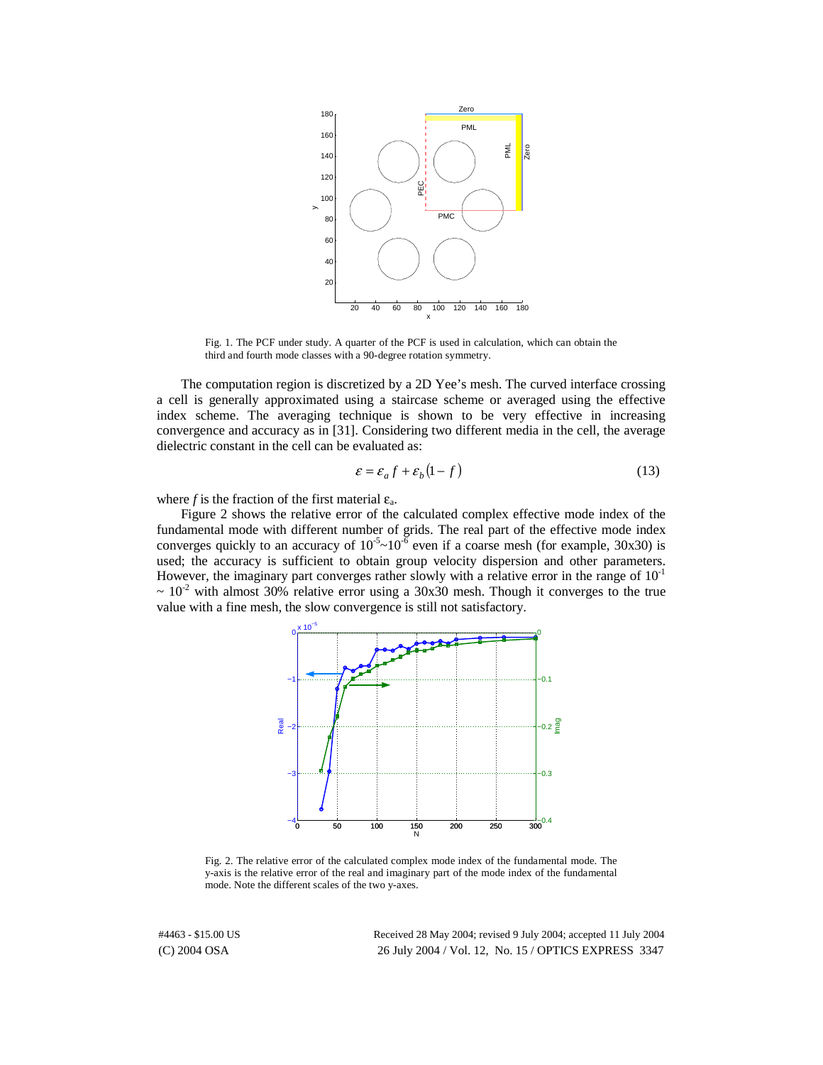Fig. 1. The PCF under study. A quarter of the PCF is used in calculation, which can obtain the third and fourth mode classes with a 90-degree rotation symmetry.

The computation region is discretized by a 2D Yee's mesh. The curved interface crossing a cell is generally approximated using a staircase scheme or averaged using the effective index scheme. The averaging technique is shown to be very effective in increasing convergence and accuracy as in [31]. Considering two different media in the cell, the average dielectric constant in the cell can be evaluated as:

$$\varepsilon = \varepsilon_a f + \varepsilon_b (1 - f) \tag{13}$$

where $f$ is the fraction of the first material $\varepsilon_a$.

Figure 2 shows the relative error of the calculated complex effective mode index of the fundamental mode with different number of grids. The real part of the effective mode index converges quickly to an accuracy of $10^{-5}$~$10^{-6}$ even if a coarse mesh (for example, 30x30) is used; the accuracy is sufficient to obtain group velocity dispersion and other parameters. However, the imaginary part converges rather slowly with a relative error in the range of $10^{-1}$ ~ $10^{-2}$ with almost 30% relative error using a 30x30 mesh. Though it converges to the true value with a fine mesh, the slow convergence is still not satisfactory.

Fig. 2. The relative error of the calculated complex mode index of the fundamental mode. The y-axis is the relative error of the real and imaginary part of the mode index of the fundamental mode. Note the different scales of the two y-axes.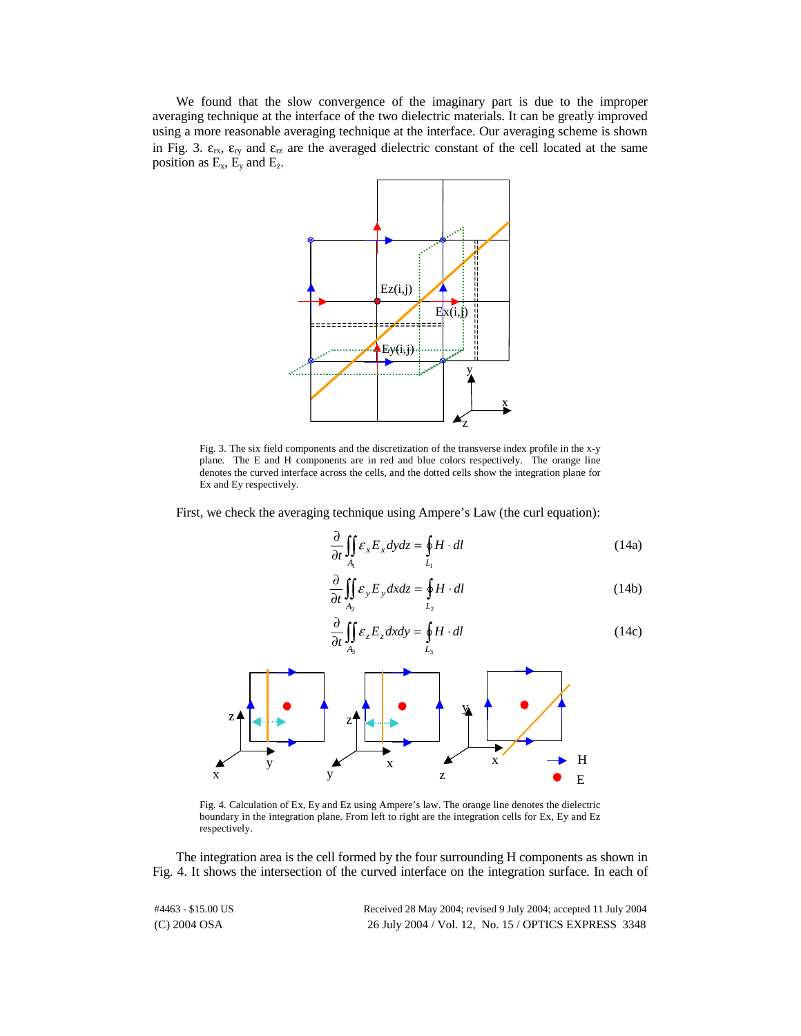We found that the slow convergence of the imaginary part is due to the improper averaging technique at the interface of the two dielectric materials. It can be greatly improved using a more reasonable averaging technique at the interface. Our averaging scheme is shown in Fig. 3. $\varepsilon_{rx}$, $\varepsilon_{ry}$ and $\varepsilon_{rz}$ are the averaged dielectric constant of the cell located at the same position as $E_x$, $E_y$ and $E_z$.

Fig. 3. The six field components and the discretization of the transverse index profile in the x-y plane. The E and H components are in red and blue colors respectively. The orange line denotes the curved interface across the cells, and the dotted cells show the integration plane for Ex and Ey respectively.

First, we check the averaging technique using Ampere's Law (the curl equation):

$$\frac{\partial}{\partial t}\iint_{A_1} \varepsilon_x E_x dydz = \oint_{L_1} H \cdot dl \tag{14a}$$

$$\frac{\partial}{\partial t}\iint_{A_2} \varepsilon_y E_y dxdz = \oint_{L_2} H \cdot dl \tag{14b}$$

$$\frac{\partial}{\partial t}\iint_{A_3} \varepsilon_z E_z dxdy = \oint_{L_3} H \cdot dl \tag{14c}$$

Fig. 4. Calculation of Ex, Ey and Ez using Ampere's law. The orange line denotes the dielectric boundary in the integration plane. From left to right are the integration cells for Ex, Ey and Ez respectively.

The integration area is the cell formed by the four surrounding H components as shown in Fig. 4. It shows the intersection of the curved interface on the integration surface. In each of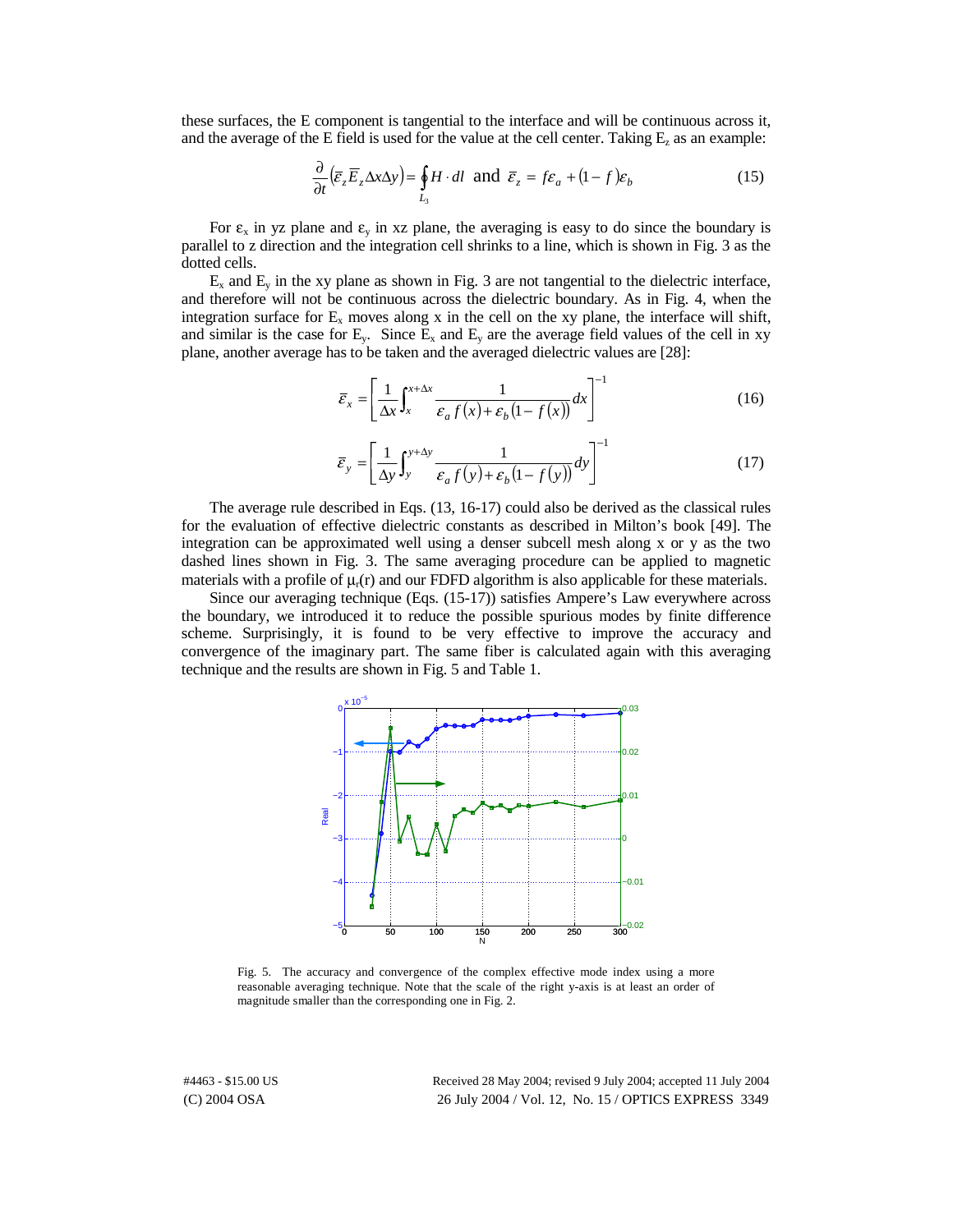these surfaces, the E component is tangential to the interface and will be continuous across it, and the average of the E field is used for the value at the cell center. Taking $E_z$ as an example:

$$\frac{\partial}{\partial t}\left(\bar{\varepsilon}_z \bar{E}_z \Delta x \Delta y\right) = \oint_{L_3} H \cdot dl \quad \text{and} \quad \bar{\varepsilon}_z = f\varepsilon_a + (1-f)\varepsilon_b \tag{15}$$

For $\varepsilon_x$ in yz plane and $\varepsilon_y$ in xz plane, the averaging is easy to do since the boundary is parallel to z direction and the integration cell shrinks to a line, which is shown in Fig. 3 as the dotted cells.

$E_x$ and $E_y$ in the xy plane as shown in Fig. 3 are not tangential to the dielectric interface, and therefore will not be continuous across the dielectric boundary. As in Fig. 4, when the integration surface for $E_x$ moves along x in the cell on the xy plane, the interface will shift, and similar is the case for $E_y$. Since $E_x$ and $E_y$ are the average field values of the cell in xy plane, another average has to be taken and the averaged dielectric values are [28]:

$$\bar{\varepsilon}_x = \left[\frac{1}{\Delta x}\int_x^{x+\Delta x} \frac{1}{\varepsilon_a f(x) + \varepsilon_b (1 - f(x))} dx\right]^{-1} \tag{16}$$

$$\bar{\varepsilon}_y = \left[\frac{1}{\Delta y}\int_y^{y+\Delta y} \frac{1}{\varepsilon_a f(y) + \varepsilon_b (1 - f(y))} dy\right]^{-1} \tag{17}$$

The average rule described in Eqs. (13, 16-17) could also be derived as the classical rules for the evaluation of effective dielectric constants as described in Milton's book [49]. The integration can be approximated well using a denser subcell mesh along x or y as the two dashed lines shown in Fig. 3. The same averaging procedure can be applied to magnetic materials with a profile of $\mu_r(r)$ and our FDFD algorithm is also applicable for these materials.

Since our averaging technique (Eqs. (15-17)) satisfies Ampere's Law everywhere across the boundary, we introduced it to reduce the possible spurious modes by finite difference scheme. Surprisingly, it is found to be very effective to improve the accuracy and convergence of the imaginary part. The same fiber is calculated again with this averaging technique and the results are shown in Fig. 5 and Table 1.

Fig. 5. The accuracy and convergence of the complex effective mode index using a more reasonable averaging technique. Note that the scale of the right y-axis is at least an order of magnitude smaller than the corresponding one in Fig. 2.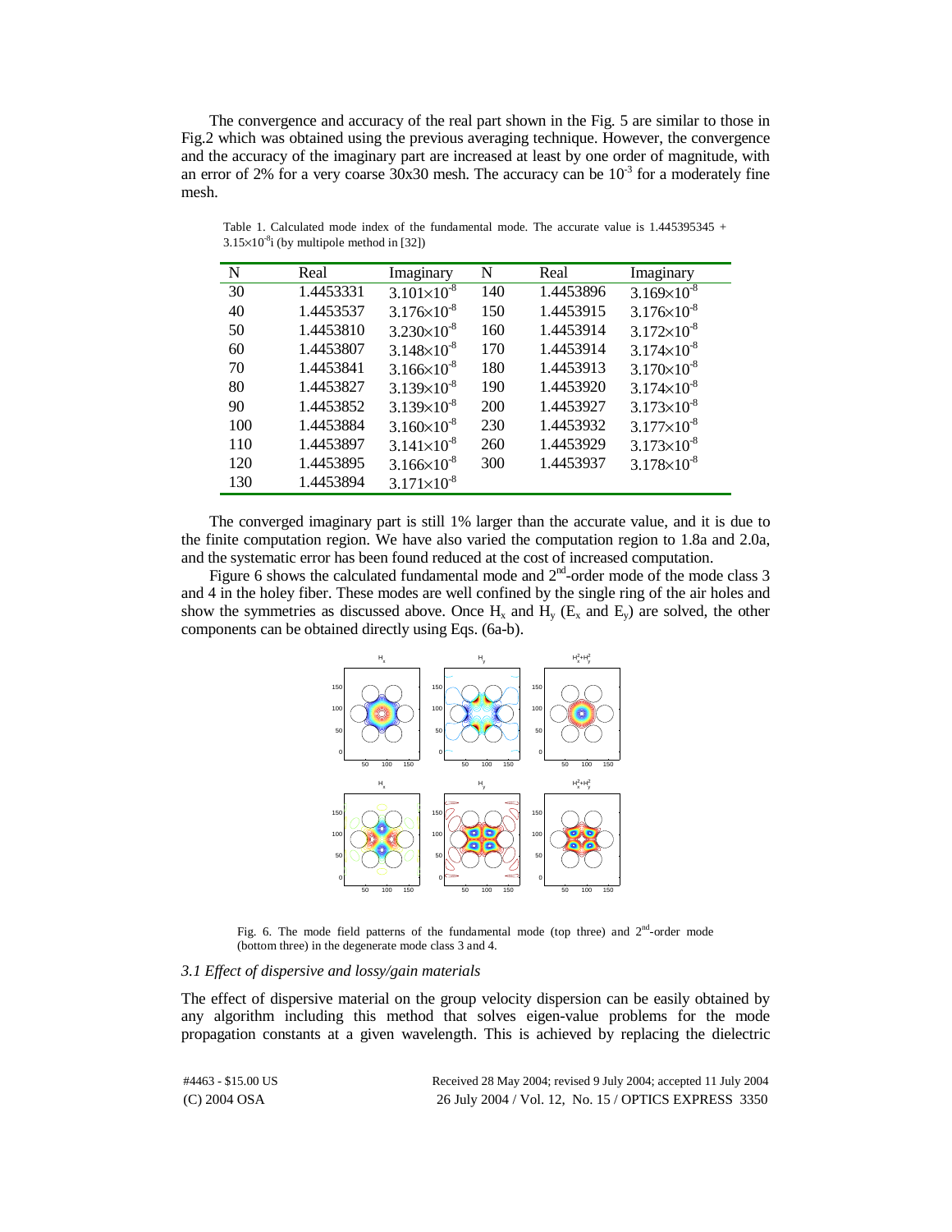The convergence and accuracy of the real part shown in the Fig. 5 are similar to those in Fig.2 which was obtained using the previous averaging technique. However, the convergence and the accuracy of the imaginary part are increased at least by one order of magnitude, with an error of 2% for a very coarse 30x30 mesh. The accuracy can be $10^{-3}$ for a moderately fine mesh.

Table 1. Calculated mode index of the fundamental mode. The accurate value is 1.445395345 + $3.15\times10^{-8}$i (by multipole method in [32])

| N | Real | Imaginary | N | Real | Imaginary |
|---|---|---|---|---|---|
| 30 | 1.4453331 | $3.101\times10^{-8}$ | 140 | 1.4453896 | $3.169\times10^{-8}$ |
| 40 | 1.4453537 | $3.176\times10^{-8}$ | 150 | 1.4453915 | $3.176\times10^{-8}$ |
| 50 | 1.4453810 | $3.230\times10^{-8}$ | 160 | 1.4453914 | $3.172\times10^{-8}$ |
| 60 | 1.4453807 | $3.148\times10^{-8}$ | 170 | 1.4453914 | $3.174\times10^{-8}$ |
| 70 | 1.4453841 | $3.166\times10^{-8}$ | 180 | 1.4453913 | $3.170\times10^{-8}$ |
| 80 | 1.4453827 | $3.139\times10^{-8}$ | 190 | 1.4453920 | $3.174\times10^{-8}$ |
| 90 | 1.4453852 | $3.139\times10^{-8}$ | 200 | 1.4453927 | $3.173\times10^{-8}$ |
| 100 | 1.4453884 | $3.160\times10^{-8}$ | 230 | 1.4453932 | $3.177\times10^{-8}$ |
| 110 | 1.4453897 | $3.141\times10^{-8}$ | 260 | 1.4453929 | $3.173\times10^{-8}$ |
| 120 | 1.4453895 | $3.166\times10^{-8}$ | 300 | 1.4453937 | $3.178\times10^{-8}$ |
| 130 | 1.4453894 | $3.171\times10^{-8}$ | | | |

The converged imaginary part is still 1% larger than the accurate value, and it is due to the finite computation region. We have also varied the computation region to 1.8a and 2.0a, and the systematic error has been found reduced at the cost of increased computation.

Figure 6 shows the calculated fundamental mode and 2nd-order mode of the mode class 3 and 4 in the holey fiber. These modes are well confined by the single ring of the air holes and show the symmetries as discussed above. Once $H_x$ and $H_y$ ($E_x$ and $E_y$) are solved, the other components can be obtained directly using Eqs. (6a-b).

Fig. 6. The mode field patterns of the fundamental mode (top three) and 2nd-order mode (bottom three) in the degenerate mode class 3 and 4.

### 3.1 Effect of dispersive and lossy/gain materials

The effect of dispersive material on the group velocity dispersion can be easily obtained by any algorithm including this method that solves eigen-value problems for the mode propagation constants at a given wavelength. This is achieved by replacing the dielectric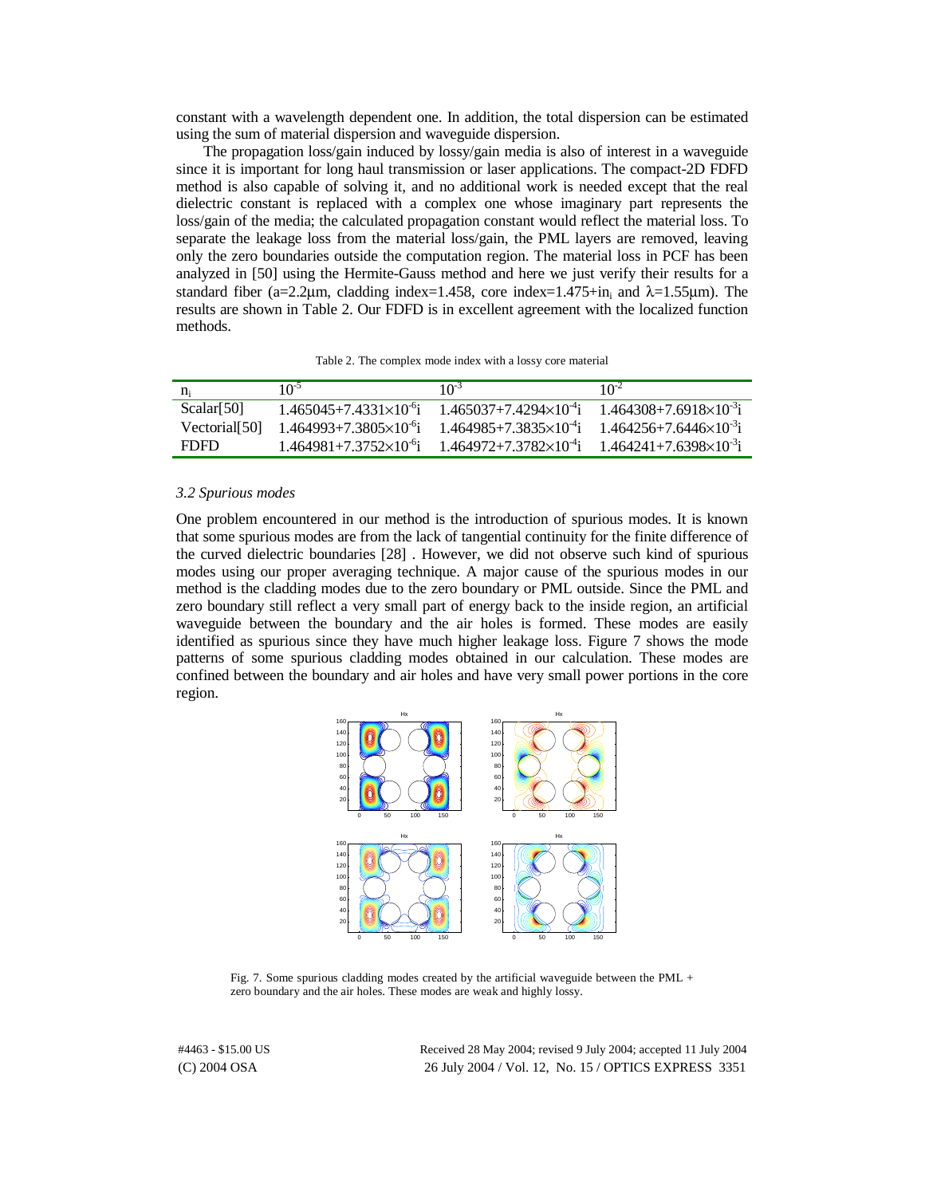constant with a wavelength dependent one. In addition, the total dispersion can be estimated using the sum of material dispersion and waveguide dispersion.

The propagation loss/gain induced by lossy/gain media is also of interest in a waveguide since it is important for long haul transmission or laser applications. The compact-2D FDFD method is also capable of solving it, and no additional work is needed except that the real dielectric constant is replaced with a complex one whose imaginary part represents the loss/gain of the media; the calculated propagation constant would reflect the material loss. To separate the leakage loss from the material loss/gain, the PML layers are removed, leaving only the zero boundaries outside the computation region. The material loss in PCF has been analyzed in [50] using the Hermite-Gauss method and here we just verify their results for a standard fiber (a=2.2μm, cladding index=1.458, core index=1.475+in$_i$ and λ=1.55μm). The results are shown in Table 2. Our FDFD is in excellent agreement with the localized function methods.

Table 2. The complex mode index with a lossy core material

| $n_i$ | $10^{-5}$ | $10^{-3}$ | $10^{-2}$ |
|---|---|---|---|
| Scalar[50] | $1.465045+7.4331\times10^{-6}i$ | $1.465037+7.4294\times10^{-4}i$ | $1.464308+7.6918\times10^{-3}i$ |
| Vectorial[50] | $1.464993+7.3805\times10^{-6}i$ | $1.464985+7.3835\times10^{-4}i$ | $1.464256+7.6446\times10^{-3}i$ |
| FDFD | $1.464981+7.3752\times10^{-6}i$ | $1.464972+7.3782\times10^{-4}i$ | $1.464241+7.6398\times10^{-3}i$ |

### *3.2 Spurious modes*

One problem encountered in our method is the introduction of spurious modes. It is known that some spurious modes are from the lack of tangential continuity for the finite difference of the curved dielectric boundaries [28] . However, we did not observe such kind of spurious modes using our proper averaging technique. A major cause of the spurious modes in our method is the cladding modes due to the zero boundary or PML outside. Since the PML and zero boundary still reflect a very small part of energy back to the inside region, an artificial waveguide between the boundary and the air holes is formed. These modes are easily identified as spurious since they have much higher leakage loss. Figure 7 shows the mode patterns of some spurious cladding modes obtained in our calculation. These modes are confined between the boundary and air holes and have very small power portions in the core region.

Fig. 7. Some spurious cladding modes created by the artificial waveguide between the PML + zero boundary and the air holes. These modes are weak and highly lossy.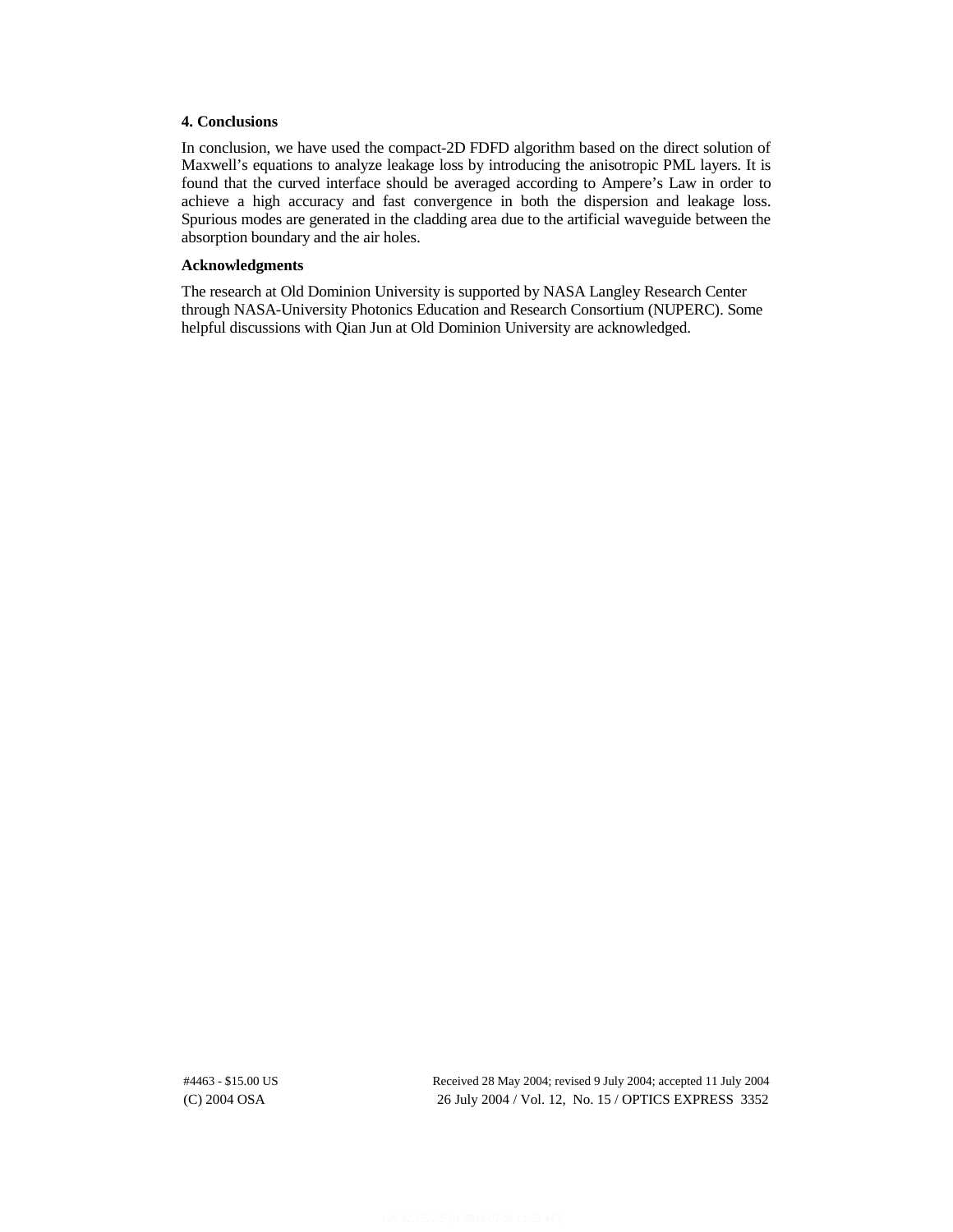## 4. Conclusions

In conclusion, we have used the compact-2D FDFD algorithm based on the direct solution of Maxwell's equations to analyze leakage loss by introducing the anisotropic PML layers. It is found that the curved interface should be averaged according to Ampere's Law in order to achieve a high accuracy and fast convergence in both the dispersion and leakage loss. Spurious modes are generated in the cladding area due to the artificial waveguide between the absorption boundary and the air holes.

## Acknowledgments

The research at Old Dominion University is supported by NASA Langley Research Center through NASA-University Photonics Education and Research Consortium (NUPERC). Some helpful discussions with Qian Jun at Old Dominion University are acknowledged.